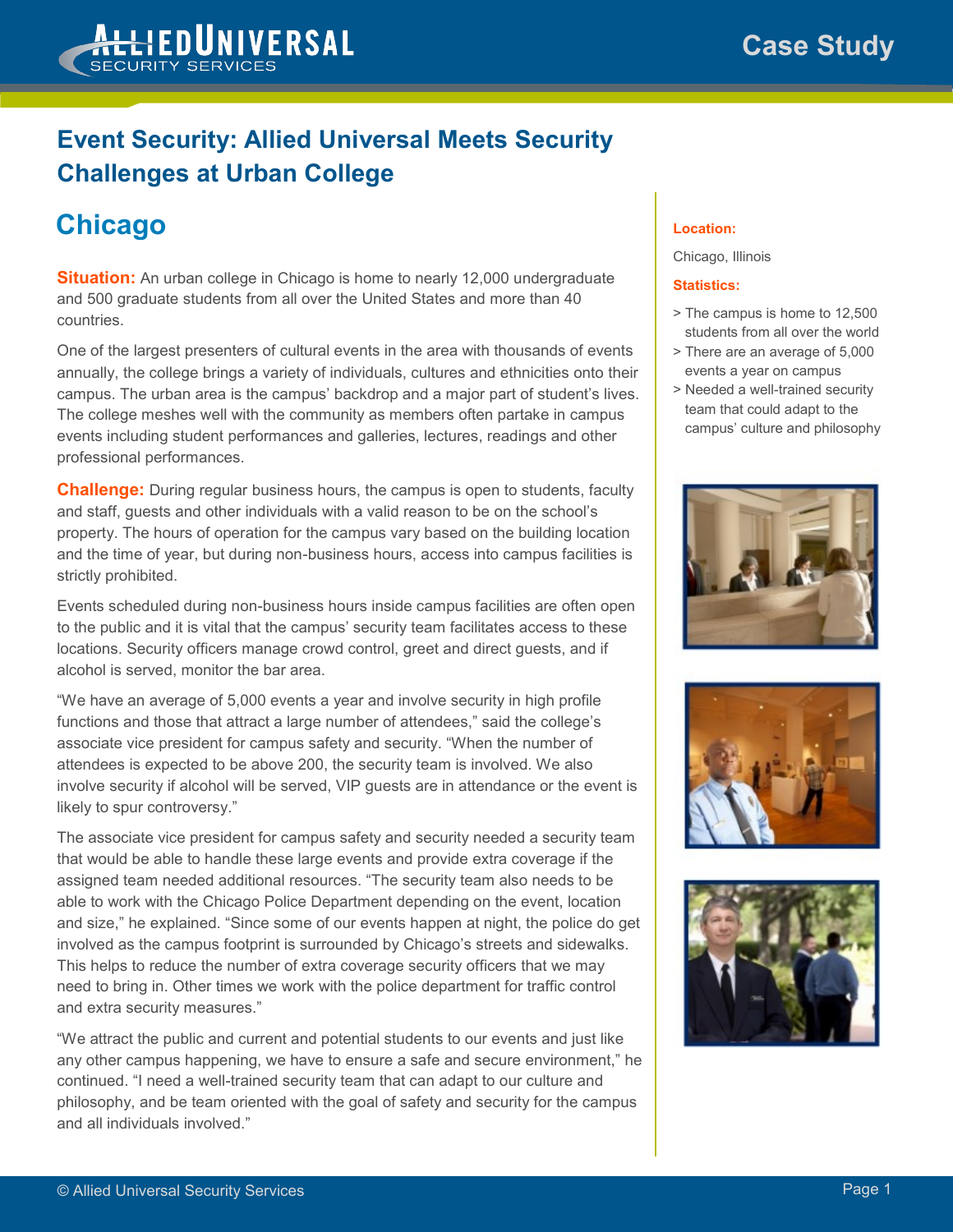# Event Security: Allied Universal Meets Security Challenges at Urban College

## Chicago

**Situation:** An urban college in Chicago is home to nearly 12,000 undergraduate and 500 graduate students from all over the United States and more than 40 countries.

One of the largest presenters of cultural events in the area with thousands of events annually, the college brings a variety of individuals, cultures and ethnicities onto their campus. The urban area is the campus' backdrop and a major part of student's lives. The college meshes well with the community as members often partake in campus events including student performances and galleries, lectures, readings and other professional performances.

**Challenge:** During regular business hours, the campus is open to students, faculty and staff, guests and other individuals with a valid reason to be on the school's property. The hours of operation for the campus vary based on the building location and the time of year, but during non-business hours, access into campus facilities is strictly prohibited.

Events scheduled during non-business hours inside campus facilities are often open to the public and it is vital that the campus' security team facilitates access to these locations. Security officers manage crowd control, greet and direct guests, and if alcohol is served, monitor the bar area.

"We have an average of 5,000 events a year and involve security in high profile functions and those that attract a large number of attendees," said the college's associate vice president for campus safety and security. "When the number of attendees is expected to be above 200, the security team is involved. We also involve security if alcohol will be served, VIP guests are in attendance or the event is likely to spur controversy."

The associate vice president for campus safety and security needed a security team that would be able to handle these large events and provide extra coverage if the assigned team needed additional resources. "The security team also needs to be able to work with the Chicago Police Department depending on the event, location and size," he explained. "Since some of our events happen at night, the police do get involved as the campus footprint is surrounded by Chicago's streets and sidewalks. This helps to reduce the number of extra coverage security officers that we may need to bring in. Other times we work with the police department for traffic control and extra security measures."

"We attract the public and current and potential students to our events and just like any other campus happening, we have to ensure a safe and secure environment," he continued. "I need a well-trained security team that can adapt to our culture and philosophy, and be team oriented with the goal of safety and security for the campus and all individuals involved."

**Location:**

Chicago, Illinois

**Statistics:**

- The campus is home to 12,500 students from all over the world
- There are an average of 5,000 events a year on campus
- Needed a well-trained security team that could adapt to the campus' culture and philosophy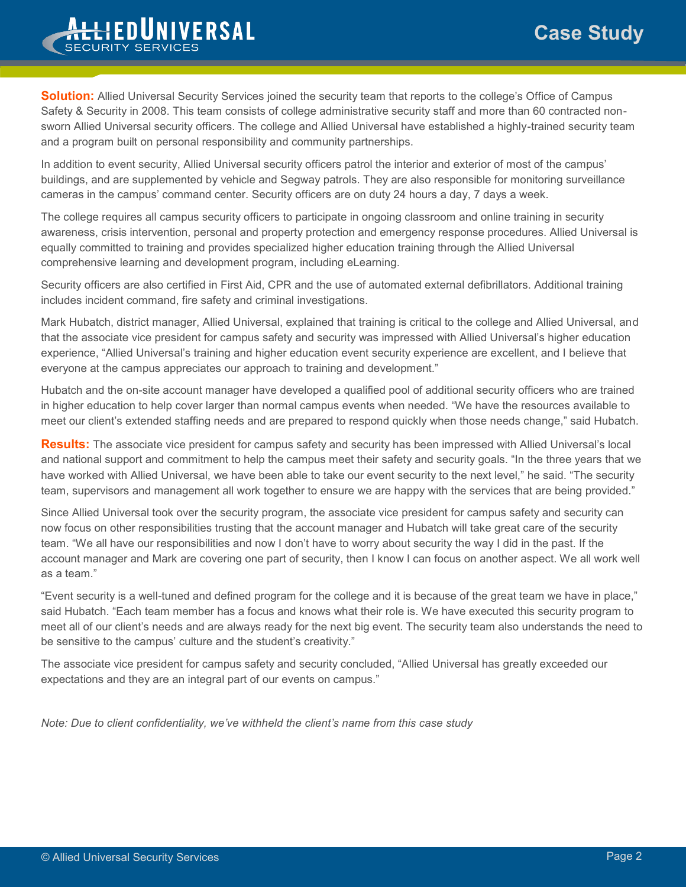**Solution:** Allied Universal Security Services joined the security team that reports to the college's Office of Campus Safety & Security in 2008. This team consists of college administrative security staff and more than 60 contracted non-sworn Allied Universal security officers. The college and Allied Universal have established a highly-trained security team and a program built on personal responsibility and community partnerships.

In addition to event security, Allied Universal security officers patrol the interior and exterior of most of the campus' buildings, and are supplemented by vehicle and Segway patrols. They are also responsible for monitoring surveillance cameras in the campus' command center. Security officers are on duty 24 hours a day, 7 days a week.

The college requires all campus security officers to participate in ongoing classroom and online training in security awareness, crisis intervention, personal and property protection and emergency response procedures. Allied Universal is equally committed to training and provides specialized higher education training through the Allied Universal comprehensive learning and development program, including eLearning.

Security officers are also certified in First Aid, CPR and the use of automated external defibrillators. Additional training includes incident command, fire safety and criminal investigations.

Mark Hubatch, district manager, Allied Universal, explained that training is critical to the college and Allied Universal, and that the associate vice president for campus safety and security was impressed with Allied Universal's higher education experience, "Allied Universal's training and higher education event security experience are excellent, and I believe that everyone at the campus appreciates our approach to training and development."

Hubatch and the on-site account manager have developed a qualified pool of additional security officers who are trained in higher education to help cover larger than normal campus events when needed. "We have the resources available to meet our client's extended staffing needs and are prepared to respond quickly when those needs change," said Hubatch.

**Results:** The associate vice president for campus safety and security has been impressed with Allied Universal's local and national support and commitment to help the campus meet their safety and security goals. "In the three years that we have worked with Allied Universal, we have been able to take our event security to the next level," he said. "The security team, supervisors and management all work together to ensure we are happy with the services that are being provided."

Since Allied Universal took over the security program, the associate vice president for campus safety and security can now focus on other responsibilities trusting that the account manager and Hubatch will take great care of the security team. "We all have our responsibilities and now I don't have to worry about security the way I did in the past. If the account manager and Mark are covering one part of security, then I know I can focus on another aspect. We all work well as a team."

"Event security is a well-tuned and defined program for the college and it is because of the great team we have in place," said Hubatch. "Each team member has a focus and knows what their role is. We have executed this security program to meet all of our client's needs and are always ready for the next big event. The security team also understands the need to be sensitive to the campus' culture and the student's creativity."

The associate vice president for campus safety and security concluded, "Allied Universal has greatly exceeded our expectations and they are an integral part of our events on campus."

*Note: Due to client confidentiality, we've withheld the client's name from this case study*